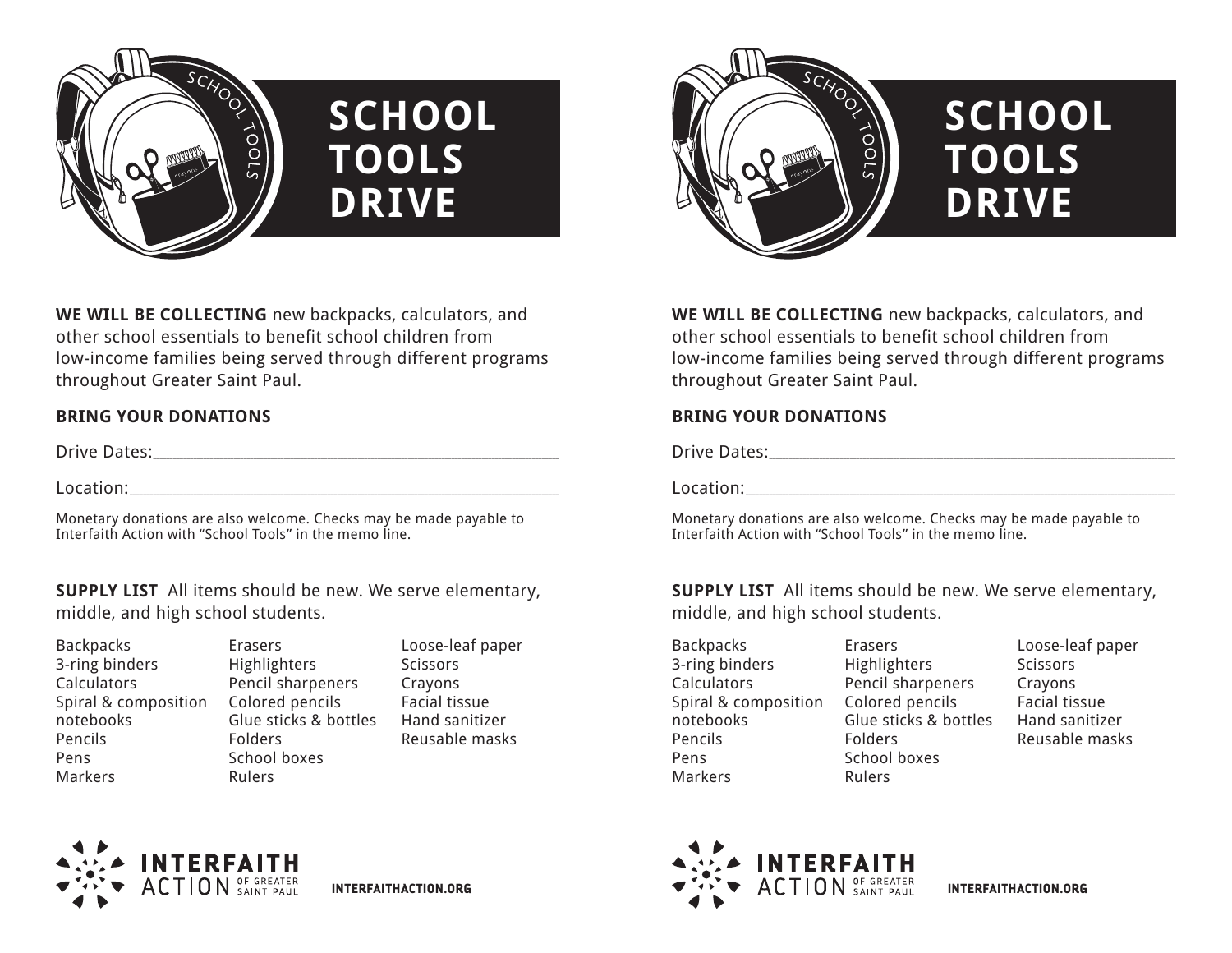# SCHOOL TOOLS DRIVE

**WE WILL BE COLLECTING** new backpacks, calculators, and other school essentials to benefit school children from low-income families being served through different programs throughout Greater Saint Paul.

**BRING YOUR DONATIONS**

Drive Dates:\_\_\_\_\_\_\_\_\_\_\_\_\_\_\_\_\_\_\_\_\_\_\_\_\_\_\_\_\_\_\_\_\_\_\_\_\_\_\_\_\_\_\_\_

Location:\_\_\_\_\_\_\_\_\_\_\_\_\_\_\_\_\_\_\_\_\_\_\_\_\_\_\_\_\_\_\_\_\_\_\_\_\_\_\_\_\_\_\_\_\_\_

Monetary donations are also welcome. Checks may be made payable to Interfaith Action with "School Tools" in the memo line.

**SUPPLY LIST** All items should be new. We serve elementary, middle, and high school students.

- Backpacks
- 3-ring binders
- Calculators
- Spiral & composition notebooks
- Pencils
- Pens
- Markers
- Erasers
- Highlighters
- Pencil sharpeners
- Colored pencils
- Glue sticks & bottles
- Folders
- School boxes
- Rulers
- Loose-leaf paper
- Scissors
- Crayons
- Facial tissue
- Hand sanitizer
- Reusable masks

INTERFAITH ACTION OF GREATER SAINT PAUL

INTERFAITHACTION.ORG

# SCHOOL TOOLS DRIVE

**WE WILL BE COLLECTING** new backpacks, calculators, and other school essentials to benefit school children from low-income families being served through different programs throughout Greater Saint Paul.

**BRING YOUR DONATIONS**

Drive Dates:\_\_\_\_\_\_\_\_\_\_\_\_\_\_\_\_\_\_\_\_\_\_\_\_\_\_\_\_\_\_\_\_\_\_\_\_\_\_\_\_\_\_\_\_

Location:\_\_\_\_\_\_\_\_\_\_\_\_\_\_\_\_\_\_\_\_\_\_\_\_\_\_\_\_\_\_\_\_\_\_\_\_\_\_\_\_\_\_\_\_\_\_

Monetary donations are also welcome. Checks may be made payable to Interfaith Action with "School Tools" in the memo line.

**SUPPLY LIST** All items should be new. We serve elementary, middle, and high school students.

- Backpacks
- 3-ring binders
- Calculators
- Spiral & composition notebooks
- Pencils
- Pens
- Markers
- Erasers
- Highlighters
- Pencil sharpeners
- Colored pencils
- Glue sticks & bottles
- Folders
- School boxes
- Rulers
- Loose-leaf paper
- Scissors
- Crayons
- Facial tissue
- Hand sanitizer
- Reusable masks

INTERFAITH ACTION OF GREATER SAINT PAUL

INTERFAITHACTION.ORG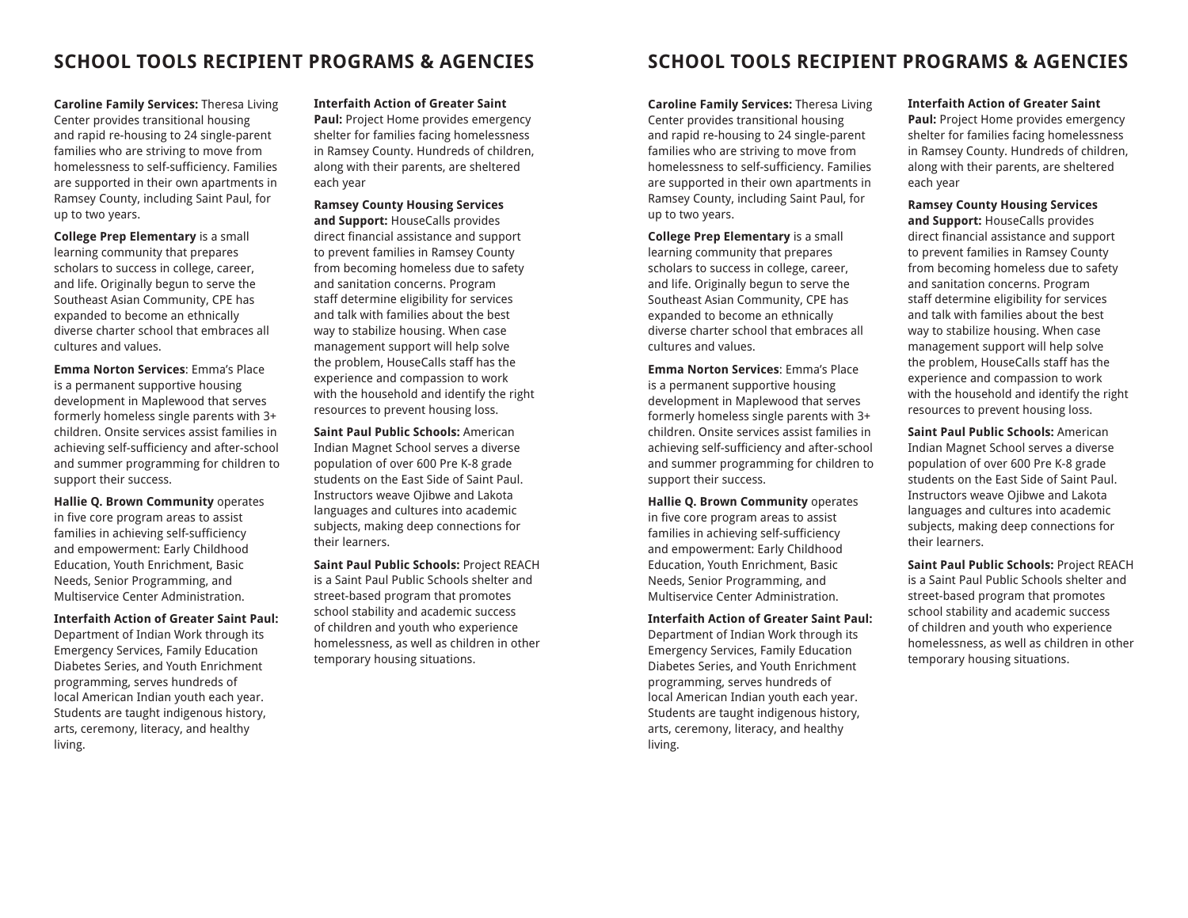## SCHOOL TOOLS RECIPIENT PROGRAMS & AGENCIES

**Caroline Family Services:** Theresa Living Center provides transitional housing and rapid re-housing to 24 single-parent families who are striving to move from homelessness to self-sufficiency. Families are supported in their own apartments in Ramsey County, including Saint Paul, for up to two years.

**College Prep Elementary** is a small learning community that prepares scholars to success in college, career, and life. Originally begun to serve the Southeast Asian Community, CPE has expanded to become an ethnically diverse charter school that embraces all cultures and values.

**Emma Norton Services**: Emma's Place is a permanent supportive housing development in Maplewood that serves formerly homeless single parents with 3+ children. Onsite services assist families in achieving self-sufficiency and after-school and summer programming for children to support their success.

**Hallie Q. Brown Community** operates in five core program areas to assist families in achieving self-sufficiency and empowerment: Early Childhood Education, Youth Enrichment, Basic Needs, Senior Programming, and Multiservice Center Administration.

**Interfaith Action of Greater Saint Paul:** Department of Indian Work through its Emergency Services, Family Education Diabetes Series, and Youth Enrichment programming, serves hundreds of local American Indian youth each year. Students are taught indigenous history, arts, ceremony, literacy, and healthy living.

**Interfaith Action of Greater Saint Paul:** Project Home provides emergency shelter for families facing homelessness in Ramsey County. Hundreds of children, along with their parents, are sheltered each year

**Ramsey County Housing Services and Support:** HouseCalls provides direct financial assistance and support to prevent families in Ramsey County from becoming homeless due to safety and sanitation concerns. Program staff determine eligibility for services and talk with families about the best way to stabilize housing. When case management support will help solve the problem, HouseCalls staff has the experience and compassion to work with the household and identify the right resources to prevent housing loss.

**Saint Paul Public Schools:** American Indian Magnet School serves a diverse population of over 600 Pre K-8 grade students on the East Side of Saint Paul. Instructors weave Ojibwe and Lakota languages and cultures into academic subjects, making deep connections for their learners.

**Saint Paul Public Schools:** Project REACH is a Saint Paul Public Schools shelter and street-based program that promotes school stability and academic success of children and youth who experience homelessness, as well as children in other temporary housing situations.

## SCHOOL TOOLS RECIPIENT PROGRAMS & AGENCIES

**Caroline Family Services:** Theresa Living Center provides transitional housing and rapid re-housing to 24 single-parent families who are striving to move from homelessness to self-sufficiency. Families are supported in their own apartments in Ramsey County, including Saint Paul, for up to two years.

**College Prep Elementary** is a small learning community that prepares scholars to success in college, career, and life. Originally begun to serve the Southeast Asian Community, CPE has expanded to become an ethnically diverse charter school that embraces all cultures and values.

**Emma Norton Services**: Emma's Place is a permanent supportive housing development in Maplewood that serves formerly homeless single parents with 3+ children. Onsite services assist families in achieving self-sufficiency and after-school and summer programming for children to support their success.

**Hallie Q. Brown Community** operates in five core program areas to assist families in achieving self-sufficiency and empowerment: Early Childhood Education, Youth Enrichment, Basic Needs, Senior Programming, and Multiservice Center Administration.

**Interfaith Action of Greater Saint Paul:** Department of Indian Work through its Emergency Services, Family Education Diabetes Series, and Youth Enrichment programming, serves hundreds of local American Indian youth each year. Students are taught indigenous history, arts, ceremony, literacy, and healthy living.

**Interfaith Action of Greater Saint Paul:** Project Home provides emergency shelter for families facing homelessness in Ramsey County. Hundreds of children, along with their parents, are sheltered each year

**Ramsey County Housing Services and Support:** HouseCalls provides direct financial assistance and support to prevent families in Ramsey County from becoming homeless due to safety and sanitation concerns. Program staff determine eligibility for services and talk with families about the best way to stabilize housing. When case management support will help solve the problem, HouseCalls staff has the experience and compassion to work with the household and identify the right resources to prevent housing loss.

**Saint Paul Public Schools:** American Indian Magnet School serves a diverse population of over 600 Pre K-8 grade students on the East Side of Saint Paul. Instructors weave Ojibwe and Lakota languages and cultures into academic subjects, making deep connections for their learners.

**Saint Paul Public Schools:** Project REACH is a Saint Paul Public Schools shelter and street-based program that promotes school stability and academic success of children and youth who experience homelessness, as well as children in other temporary housing situations.